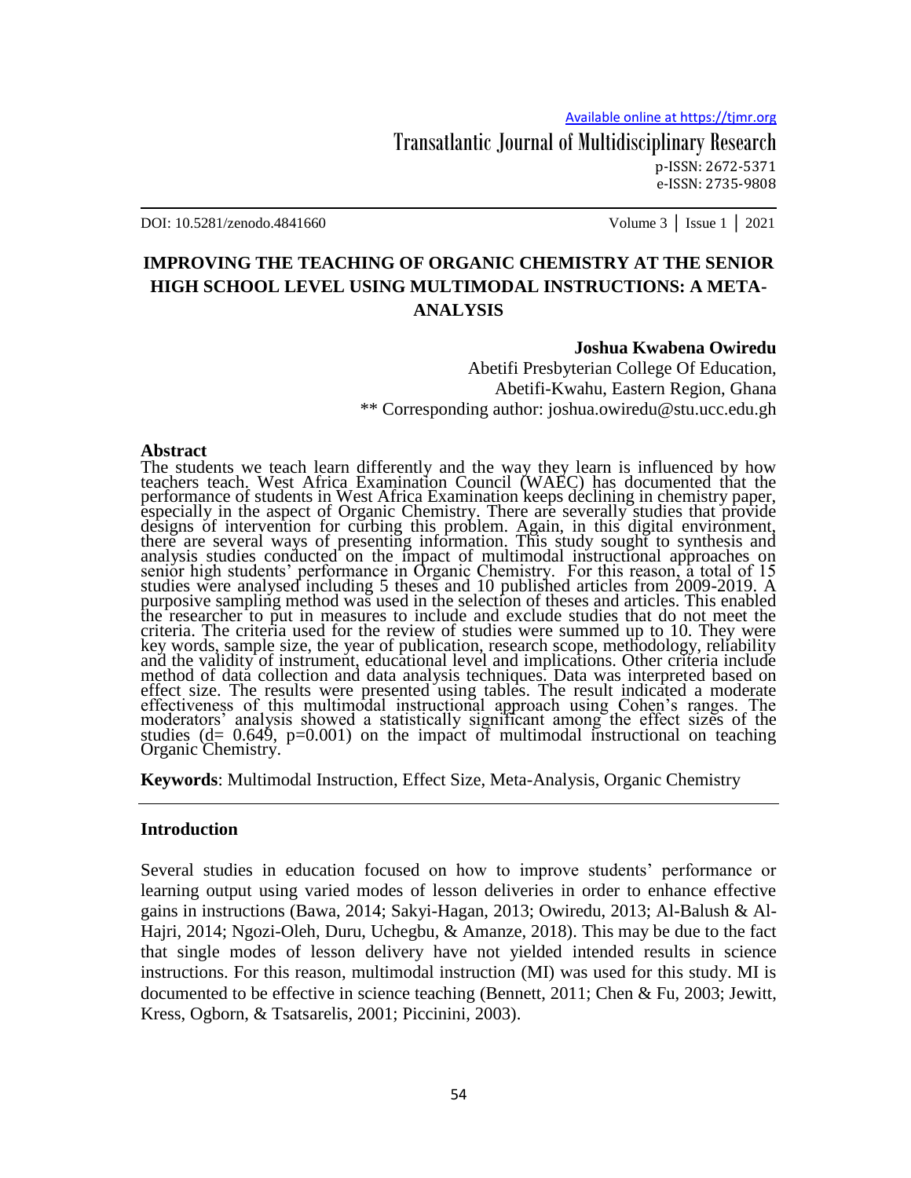Available online at https://tjmr.org

Transatlantic Journal of Multidisciplinary Research

p-ISSN: 2672-5371
e-ISSN: 2735-9808

DOI: 10.5281/zenodo.4841660 Volume 3 | Issue 1 | 2021

# IMPROVING THE TEACHING OF ORGANIC CHEMISTRY AT THE SENIOR HIGH SCHOOL LEVEL USING MULTIMODAL INSTRUCTIONS: A META-ANALYSIS

**Joshua Kwabena Owiredu**

Abetifi Presbyterian College Of Education,
Abetifi-Kwahu, Eastern Region, Ghana
** Corresponding author: joshua.owiredu@stu.ucc.edu.gh

## Abstract

The students we teach learn differently and the way they learn is influenced by how teachers teach. West Africa Examination Council (WAEC) has documented that the performance of students in West Africa Examination keeps declining in chemistry paper, especially in the aspect of Organic Chemistry. There are severally studies that provide designs of intervention for curbing this problem. Again, in this digital environment, there are several ways of presenting information. This study sought to synthesis and analysis studies conducted on the impact of multimodal instructional approaches on senior high students' performance in Organic Chemistry. For this reason, a total of 15 studies were analysed including 5 theses and 10 published articles from 2009-2019. A purposive sampling method was used in the selection of theses and articles. This enabled the researcher to put in measures to include and exclude studies that do not meet the criteria. The criteria used for the review of studies were summed up to 10. They were key words, sample size, the year of publication, research scope, methodology, reliability and the validity of instrument, educational level and implications. Other criteria include method of data collection and data analysis techniques. Data was interpreted based on effect size. The results were presented using tables. The result indicated a moderate effectiveness of this multimodal instructional approach using Cohen's ranges. The moderators' analysis showed a statistically significant among the effect sizes of the studies ($d= 0.649$, $p=0.001$) on the impact of multimodal instructional on teaching Organic Chemistry.

**Keywords**: Multimodal Instruction, Effect Size, Meta-Analysis, Organic Chemistry

## Introduction

Several studies in education focused on how to improve students' performance or learning output using varied modes of lesson deliveries in order to enhance effective gains in instructions (Bawa, 2014; Sakyi-Hagan, 2013; Owiredu, 2013; Al-Balush & Al-Hajri, 2014; Ngozi-Oleh, Duru, Uchegbu, & Amanze, 2018). This may be due to the fact that single modes of lesson delivery have not yielded intended results in science instructions. For this reason, multimodal instruction (MI) was used for this study. MI is documented to be effective in science teaching (Bennett, 2011; Chen & Fu, 2003; Jewitt, Kress, Ogborn, & Tsatsarelis, 2001; Piccinini, 2003).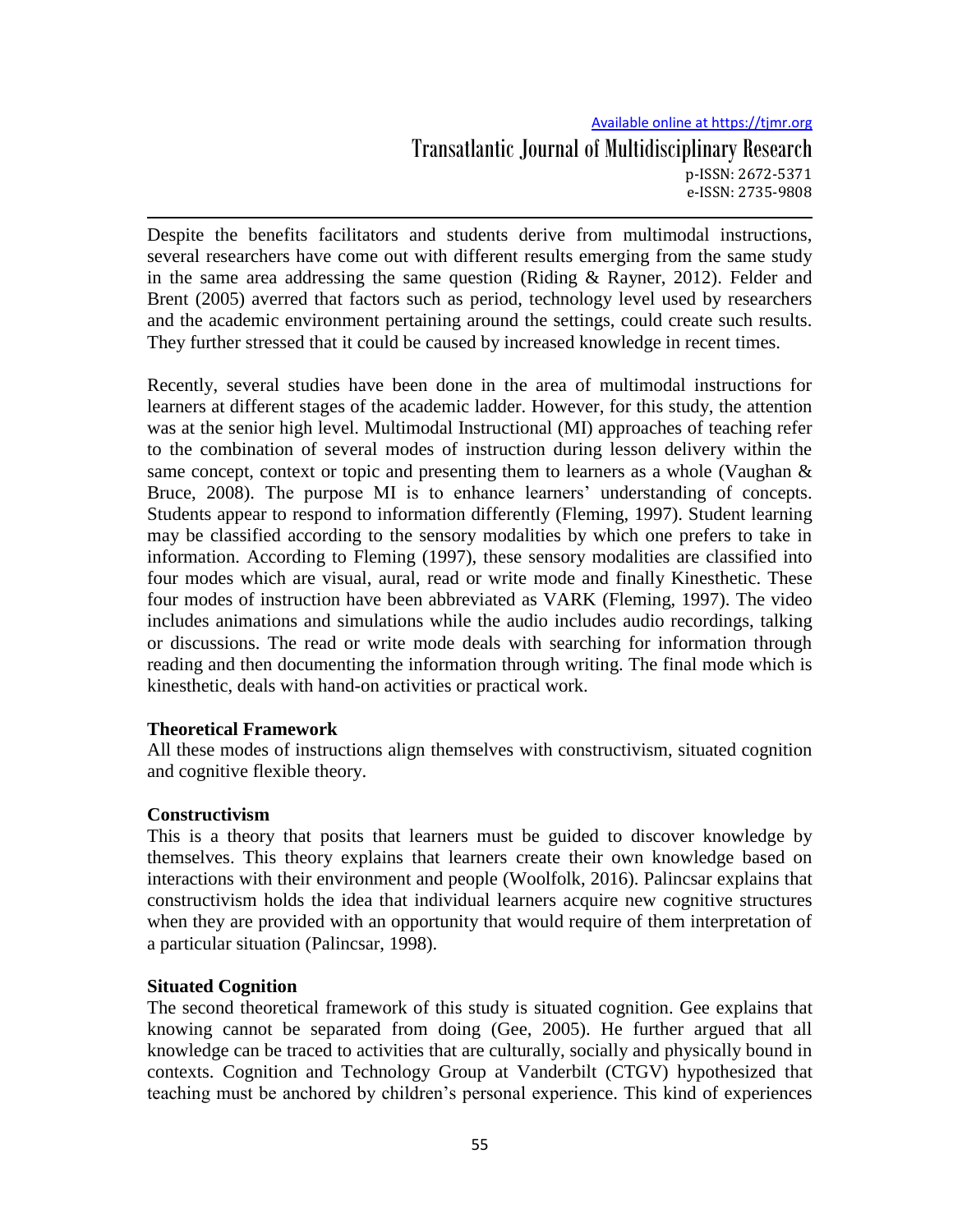Despite the benefits facilitators and students derive from multimodal instructions, several researchers have come out with different results emerging from the same study in the same area addressing the same question (Riding & Rayner, 2012). Felder and Brent (2005) averred that factors such as period, technology level used by researchers and the academic environment pertaining around the settings, could create such results. They further stressed that it could be caused by increased knowledge in recent times.

Recently, several studies have been done in the area of multimodal instructions for learners at different stages of the academic ladder. However, for this study, the attention was at the senior high level. Multimodal Instructional (MI) approaches of teaching refer to the combination of several modes of instruction during lesson delivery within the same concept, context or topic and presenting them to learners as a whole (Vaughan & Bruce, 2008). The purpose MI is to enhance learners' understanding of concepts. Students appear to respond to information differently (Fleming, 1997). Student learning may be classified according to the sensory modalities by which one prefers to take in information. According to Fleming (1997), these sensory modalities are classified into four modes which are visual, aural, read or write mode and finally Kinesthetic. These four modes of instruction have been abbreviated as VARK (Fleming, 1997). The video includes animations and simulations while the audio includes audio recordings, talking or discussions. The read or write mode deals with searching for information through reading and then documenting the information through writing. The final mode which is kinesthetic, deals with hand-on activities or practical work.

## Theoretical Framework

All these modes of instructions align themselves with constructivism, situated cognition and cognitive flexible theory.

### Constructivism

This is a theory that posits that learners must be guided to discover knowledge by themselves. This theory explains that learners create their own knowledge based on interactions with their environment and people (Woolfolk, 2016). Palincsar explains that constructivism holds the idea that individual learners acquire new cognitive structures when they are provided with an opportunity that would require of them interpretation of a particular situation (Palincsar, 1998).

### Situated Cognition

The second theoretical framework of this study is situated cognition. Gee explains that knowing cannot be separated from doing (Gee, 2005). He further argued that all knowledge can be traced to activities that are culturally, socially and physically bound in contexts. Cognition and Technology Group at Vanderbilt (CTGV) hypothesized that teaching must be anchored by children's personal experience. This kind of experiences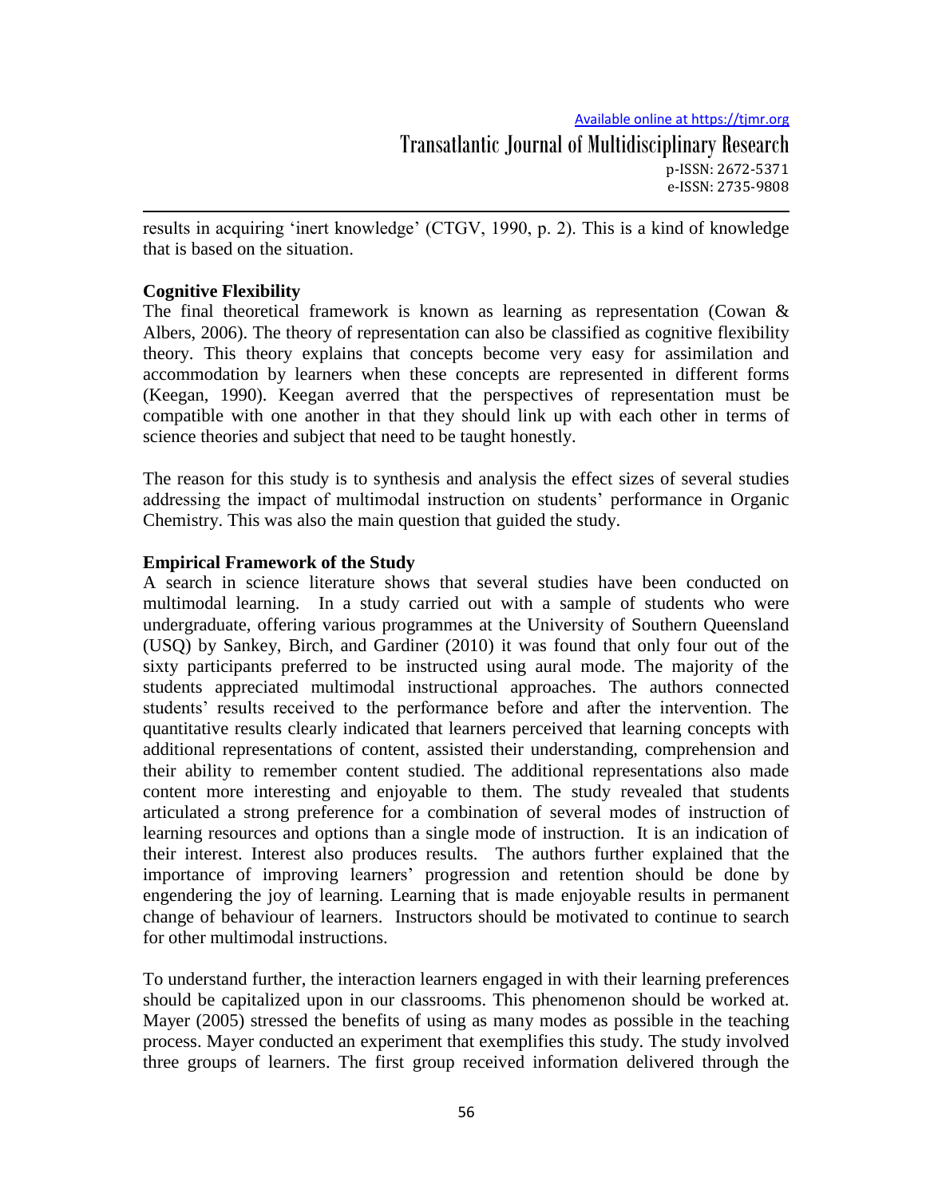results in acquiring 'inert knowledge' (CTGV, 1990, p. 2). This is a kind of knowledge that is based on the situation.

**Cognitive Flexibility**

The final theoretical framework is known as learning as representation (Cowan & Albers, 2006). The theory of representation can also be classified as cognitive flexibility theory. This theory explains that concepts become very easy for assimilation and accommodation by learners when these concepts are represented in different forms (Keegan, 1990). Keegan averred that the perspectives of representation must be compatible with one another in that they should link up with each other in terms of science theories and subject that need to be taught honestly.

The reason for this study is to synthesis and analysis the effect sizes of several studies addressing the impact of multimodal instruction on students' performance in Organic Chemistry. This was also the main question that guided the study.

**Empirical Framework of the Study**

A search in science literature shows that several studies have been conducted on multimodal learning. In a study carried out with a sample of students who were undergraduate, offering various programmes at the University of Southern Queensland (USQ) by Sankey, Birch, and Gardiner (2010) it was found that only four out of the sixty participants preferred to be instructed using aural mode. The majority of the students appreciated multimodal instructional approaches. The authors connected students' results received to the performance before and after the intervention. The quantitative results clearly indicated that learners perceived that learning concepts with additional representations of content, assisted their understanding, comprehension and their ability to remember content studied. The additional representations also made content more interesting and enjoyable to them. The study revealed that students articulated a strong preference for a combination of several modes of instruction of learning resources and options than a single mode of instruction. It is an indication of their interest. Interest also produces results. The authors further explained that the importance of improving learners' progression and retention should be done by engendering the joy of learning. Learning that is made enjoyable results in permanent change of behaviour of learners. Instructors should be motivated to continue to search for other multimodal instructions.

To understand further, the interaction learners engaged in with their learning preferences should be capitalized upon in our classrooms. This phenomenon should be worked at. Mayer (2005) stressed the benefits of using as many modes as possible in the teaching process. Mayer conducted an experiment that exemplifies this study. The study involved three groups of learners. The first group received information delivered through the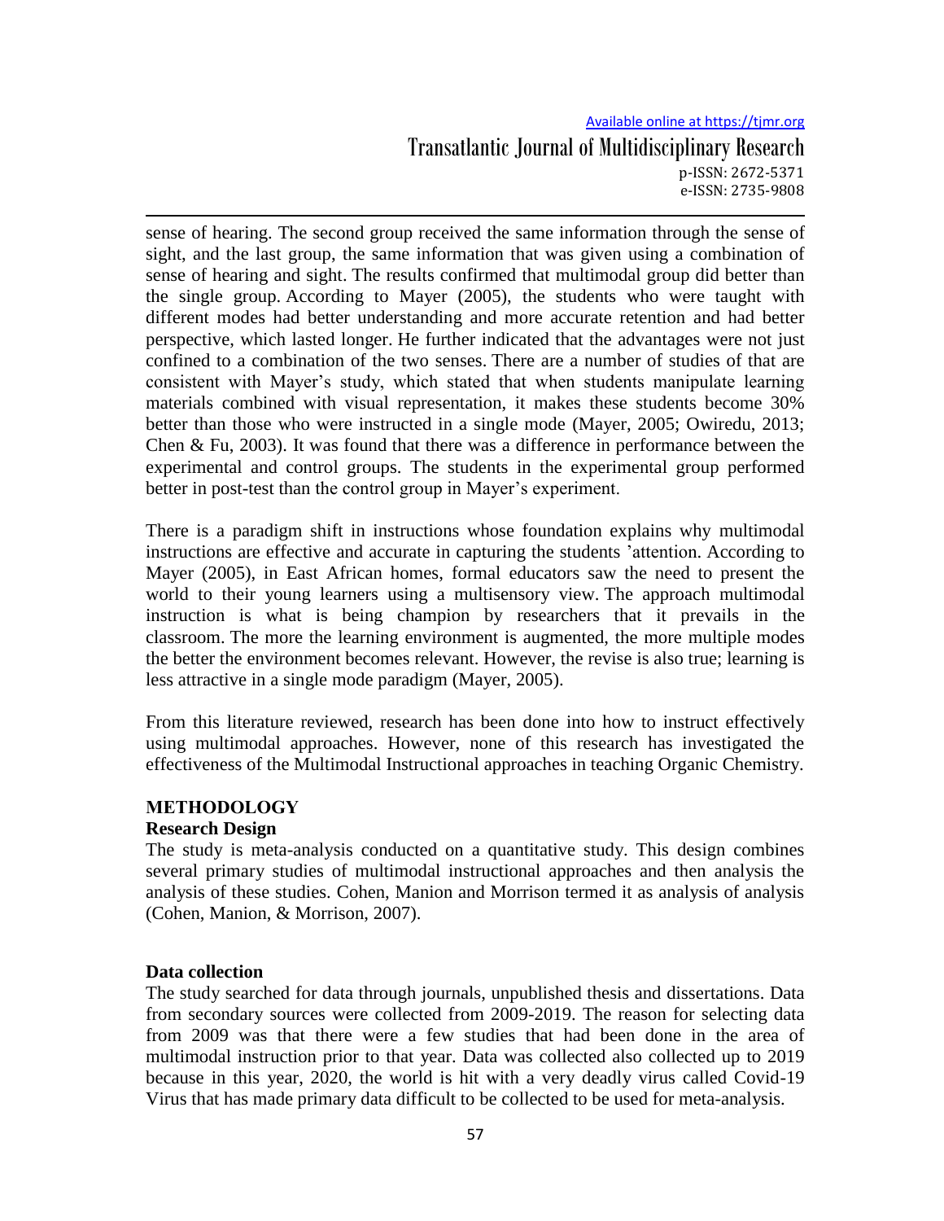sense of hearing. The second group received the same information through the sense of sight, and the last group, the same information that was given using a combination of sense of hearing and sight. The results confirmed that multimodal group did better than the single group. According to Mayer (2005), the students who were taught with different modes had better understanding and more accurate retention and had better perspective, which lasted longer. He further indicated that the advantages were not just confined to a combination of the two senses. There are a number of studies of that are consistent with Mayer's study, which stated that when students manipulate learning materials combined with visual representation, it makes these students become 30% better than those who were instructed in a single mode (Mayer, 2005; Owiredu, 2013; Chen & Fu, 2003). It was found that there was a difference in performance between the experimental and control groups. The students in the experimental group performed better in post-test than the control group in Mayer's experiment.

There is a paradigm shift in instructions whose foundation explains why multimodal instructions are effective and accurate in capturing the students 'attention. According to Mayer (2005), in East African homes, formal educators saw the need to present the world to their young learners using a multisensory view. The approach multimodal instruction is what is being champion by researchers that it prevails in the classroom. The more the learning environment is augmented, the more multiple modes the better the environment becomes relevant. However, the revise is also true; learning is less attractive in a single mode paradigm (Mayer, 2005).

From this literature reviewed, research has been done into how to instruct effectively using multimodal approaches. However, none of this research has investigated the effectiveness of the Multimodal Instructional approaches in teaching Organic Chemistry.

## METHODOLOGY

### Research Design

The study is meta-analysis conducted on a quantitative study. This design combines several primary studies of multimodal instructional approaches and then analysis the analysis of these studies. Cohen, Manion and Morrison termed it as analysis of analysis (Cohen, Manion, & Morrison, 2007).

### Data collection

The study searched for data through journals, unpublished thesis and dissertations. Data from secondary sources were collected from 2009-2019. The reason for selecting data from 2009 was that there were a few studies that had been done in the area of multimodal instruction prior to that year. Data was collected also collected up to 2019 because in this year, 2020, the world is hit with a very deadly virus called Covid-19 Virus that has made primary data difficult to be collected to be used for meta-analysis.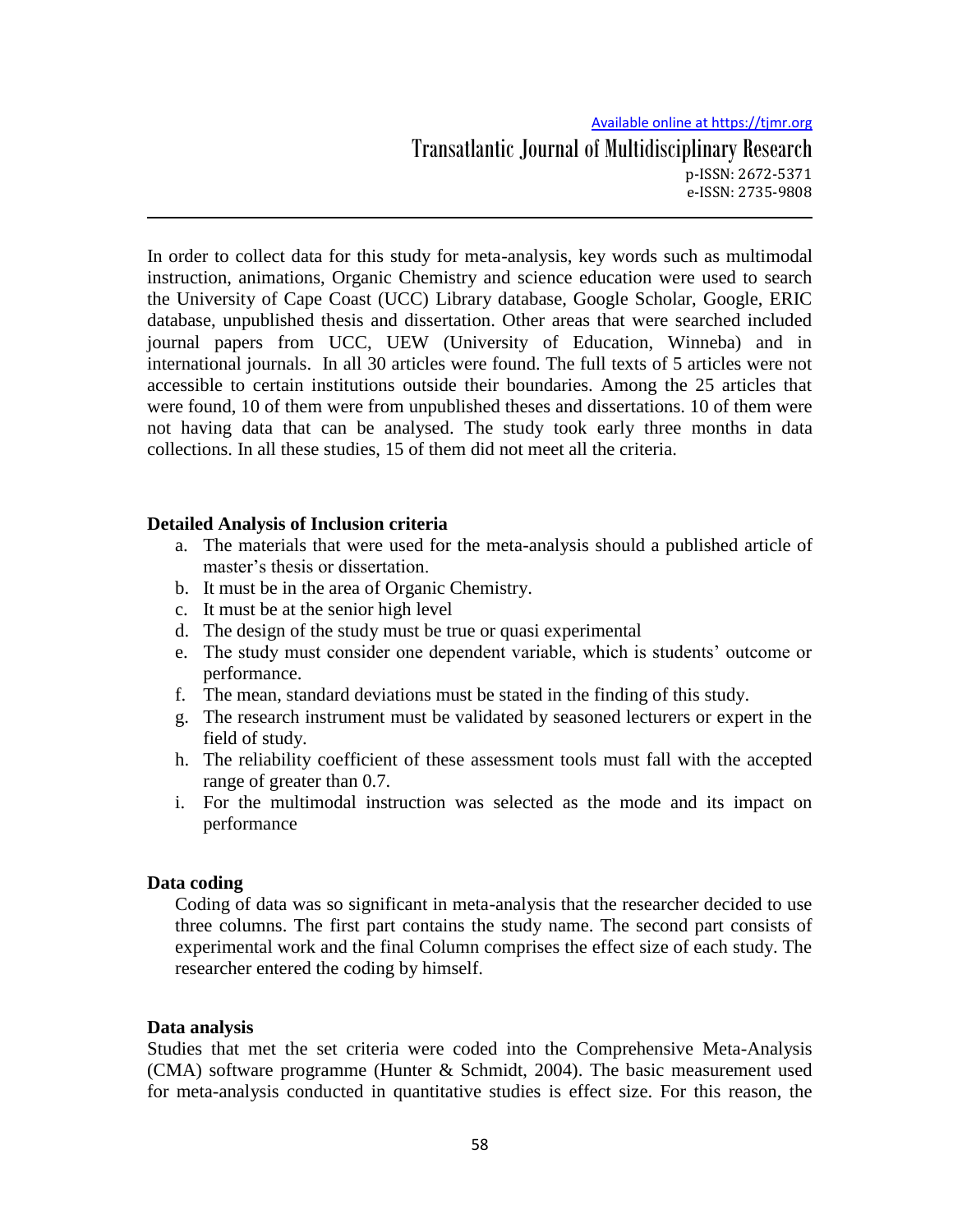In order to collect data for this study for meta-analysis, key words such as multimodal instruction, animations, Organic Chemistry and science education were used to search the University of Cape Coast (UCC) Library database, Google Scholar, Google, ERIC database, unpublished thesis and dissertation. Other areas that were searched included journal papers from UCC, UEW (University of Education, Winneba) and in international journals. In all 30 articles were found. The full texts of 5 articles were not accessible to certain institutions outside their boundaries. Among the 25 articles that were found, 10 of them were from unpublished theses and dissertations. 10 of them were not having data that can be analysed. The study took early three months in data collections. In all these studies, 15 of them did not meet all the criteria.

### Detailed Analysis of Inclusion criteria

a. The materials that were used for the meta-analysis should a published article of master's thesis or dissertation.
b. It must be in the area of Organic Chemistry.
c. It must be at the senior high level
d. The design of the study must be true or quasi experimental
e. The study must consider one dependent variable, which is students' outcome or performance.
f. The mean, standard deviations must be stated in the finding of this study.
g. The research instrument must be validated by seasoned lecturers or expert in the field of study.
h. The reliability coefficient of these assessment tools must fall with the accepted range of greater than 0.7.
i. For the multimodal instruction was selected as the mode and its impact on performance

### Data coding

Coding of data was so significant in meta-analysis that the researcher decided to use three columns. The first part contains the study name. The second part consists of experimental work and the final Column comprises the effect size of each study. The researcher entered the coding by himself.

### Data analysis

Studies that met the set criteria were coded into the Comprehensive Meta-Analysis (CMA) software programme (Hunter & Schmidt, 2004). The basic measurement used for meta-analysis conducted in quantitative studies is effect size. For this reason, the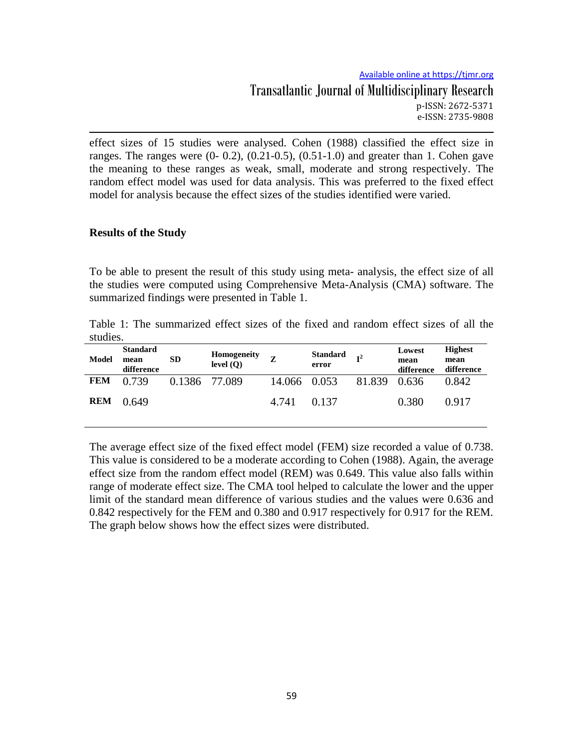effect sizes of 15 studies were analysed. Cohen (1988) classified the effect size in ranges. The ranges were (0- 0.2), (0.21-0.5), (0.51-1.0) and greater than 1. Cohen gave the meaning to these ranges as weak, small, moderate and strong respectively. The random effect model was used for data analysis. This was preferred to the fixed effect model for analysis because the effect sizes of the studies identified were varied.

## Results of the Study

To be able to present the result of this study using meta- analysis, the effect size of all the studies were computed using Comprehensive Meta-Analysis (CMA) software. The summarized findings were presented in Table 1.

Table 1: The summarized effect sizes of the fixed and random effect sizes of all the studies.

| Model | Standard mean difference | SD | Homogeneity level (Q) | Z | Standard error | $I^2$ | Lowest mean difference | Highest mean difference |
|---|---|---|---|---|---|---|---|---|
| **FEM** | 0.739 | 0.1386 | 77.089 | 14.066 | 0.053 | 81.839 | 0.636 | 0.842 |
| **REM** | 0.649 | | | 4.741 | 0.137 | | 0.380 | 0.917 |

The average effect size of the fixed effect model (FEM) size recorded a value of 0.738. This value is considered to be a moderate according to Cohen (1988). Again, the average effect size from the random effect model (REM) was 0.649. This value also falls within range of moderate effect size. The CMA tool helped to calculate the lower and the upper limit of the standard mean difference of various studies and the values were 0.636 and 0.842 respectively for the FEM and 0.380 and 0.917 respectively for 0.917 for the REM. The graph below shows how the effect sizes were distributed.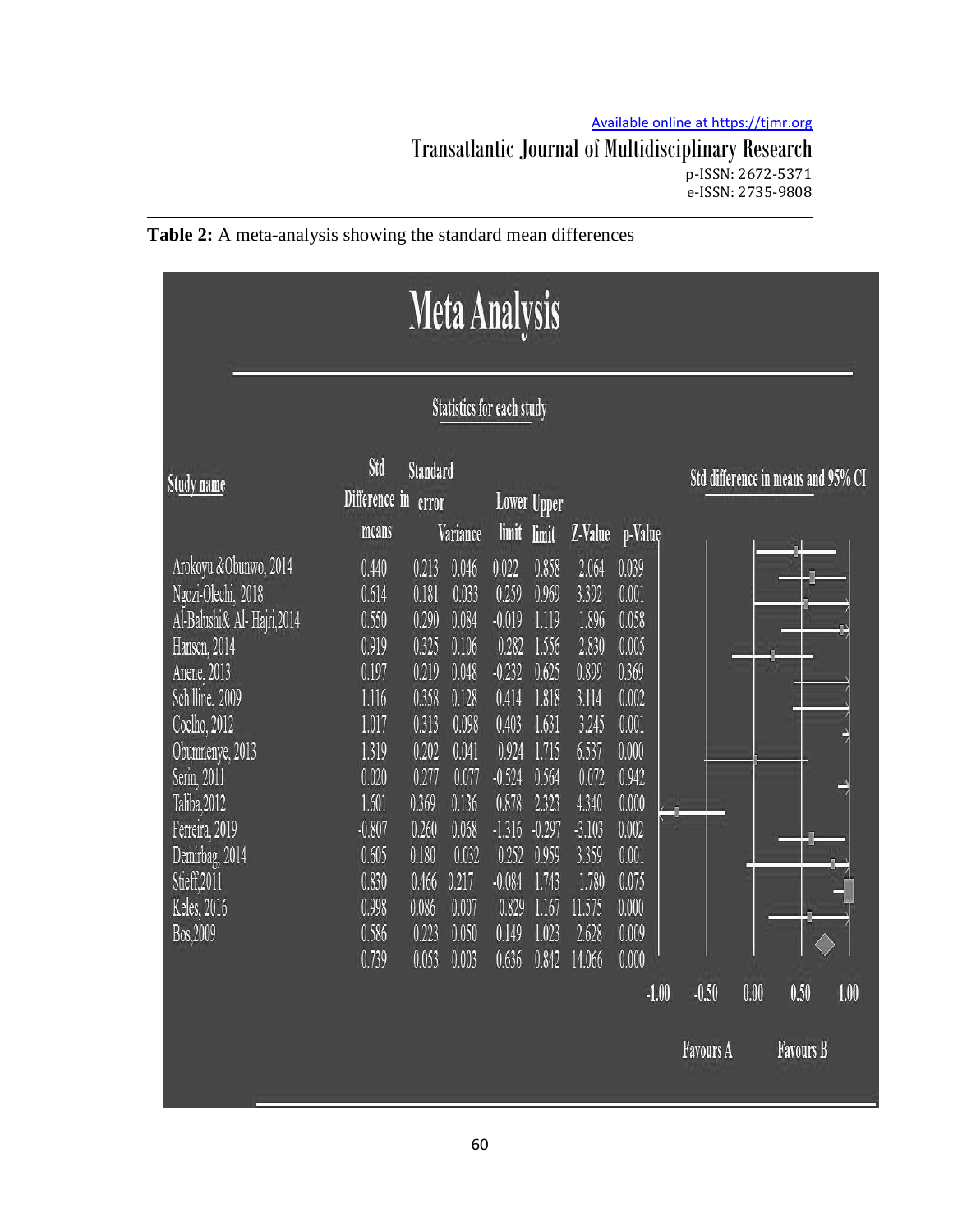**Table 2:** A meta-analysis showing the standard mean differences

## Meta Analysis

Statistics for each study

| Study name | Std Difference in means | Standard error | Variance | Lower limit | Upper limit | Z-Value | p-Value |
|---|---|---|---|---|---|---|---|
| Arokoyu &Obunwo, 2014 | 0.440 | 0.213 | 0.046 | 0.022 | 0.858 | 2.064 | 0.039 |
| Ngozi-Olechi, 2018 | 0.614 | 0.181 | 0.033 | 0.259 | 0.969 | 3.392 | 0.001 |
| Al-Balushi& Al- Hajri,2014 | 0.550 | 0.290 | 0.084 | -0.019 | 1.119 | 1.896 | 0.058 |
| Hansen, 2014 | 0.919 | 0.325 | 0.106 | 0.282 | 1.556 | 2.830 | 0.005 |
| Anene, 2013 | 0.197 | 0.219 | 0.048 | -0.232 | 0.625 | 0.899 | 0.369 |
| Schilline, 2009 | 1.116 | 0.358 | 0.128 | 0.414 | 1.818 | 3.114 | 0.002 |
| Coelho, 2012 | 1.017 | 0.313 | 0.098 | 0.403 | 1.631 | 3.245 | 0.001 |
| Obumnenye, 2013 | 1.319 | 0.202 | 0.041 | 0.924 | 1.715 | 6.537 | 0.000 |
| Serin, 2011 | 0.020 | 0.277 | 0.077 | -0.524 | 0.564 | 0.072 | 0.942 |
| Taliba,2012 | 1.601 | 0.369 | 0.136 | 0.878 | 2.323 | 4.340 | 0.000 |
| Ferreira, 2019 | -0.807 | 0.260 | 0.068 | -1.316 | -0.297 | -3.103 | 0.002 |
| Demirbag, 2014 | 0.605 | 0.180 | 0.032 | 0.252 | 0.959 | 3.359 | 0.001 |
| Stieff,2011 | 0.830 | 0.466 | 0.217 | -0.084 | 1.743 | 1.780 | 0.075 |
| Keles, 2016 | 0.998 | 0.086 | 0.007 | 0.829 | 1.167 | 11.575 | 0.000 |
| Bos,2009 | 0.586 | 0.223 | 0.050 | 0.149 | 1.023 | 2.628 | 0.009 |
| | 0.739 | 0.053 | 0.003 | 0.636 | 0.842 | 14.066 | 0.000 |

Std difference in means and 95% CI

-1.00 -0.50 0.00 0.50 1.00

Favours A Favours B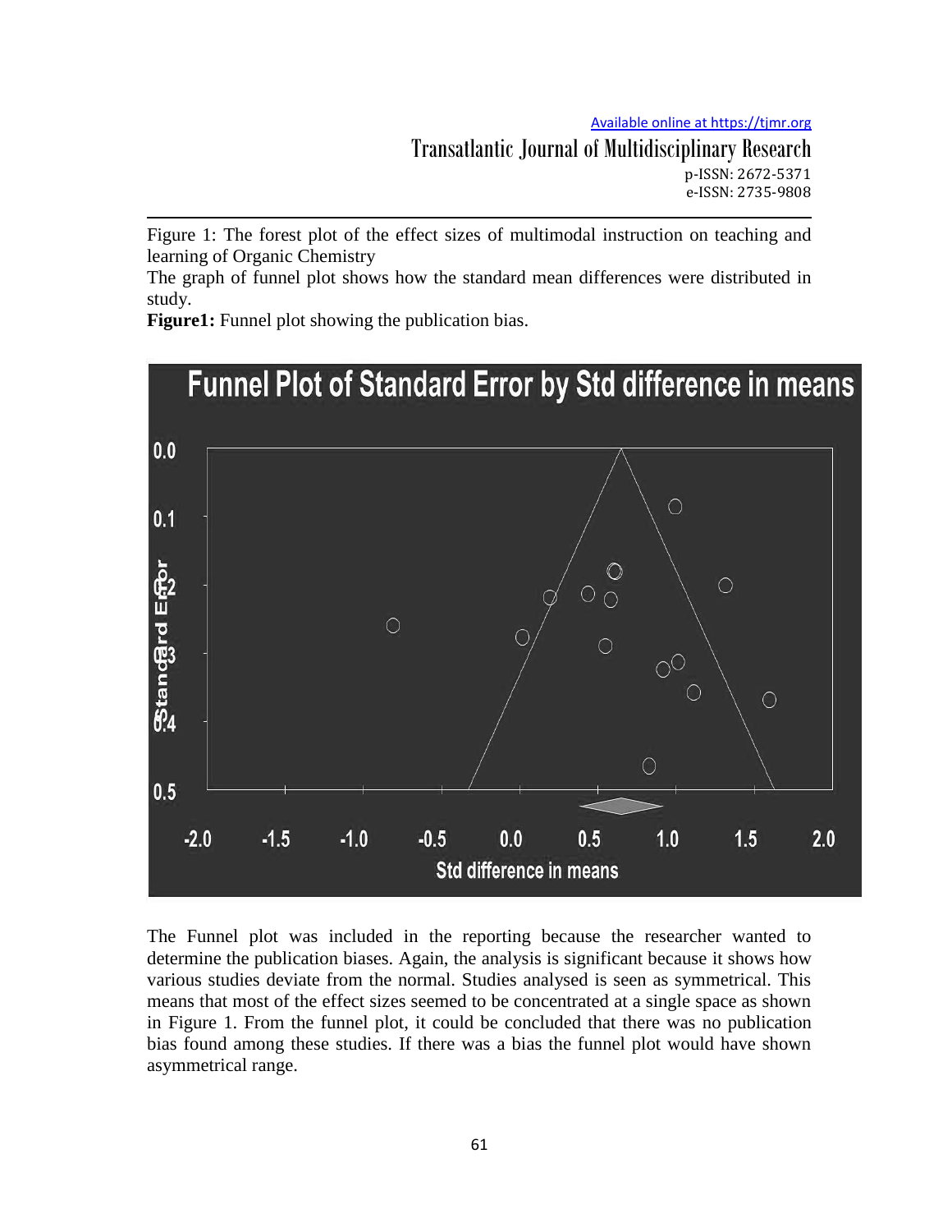Figure 1: The forest plot of the effect sizes of multimodal instruction on teaching and learning of Organic Chemistry

The graph of funnel plot shows how the standard mean differences were distributed in study.

**Figure1:** Funnel plot showing the publication bias.

The Funnel plot was included in the reporting because the researcher wanted to determine the publication biases. Again, the analysis is significant because it shows how various studies deviate from the normal. Studies analysed is seen as symmetrical. This means that most of the effect sizes seemed to be concentrated at a single space as shown in Figure 1. From the funnel plot, it could be concluded that there was no publication bias found among these studies. If there was a bias the funnel plot would have shown asymmetrical range.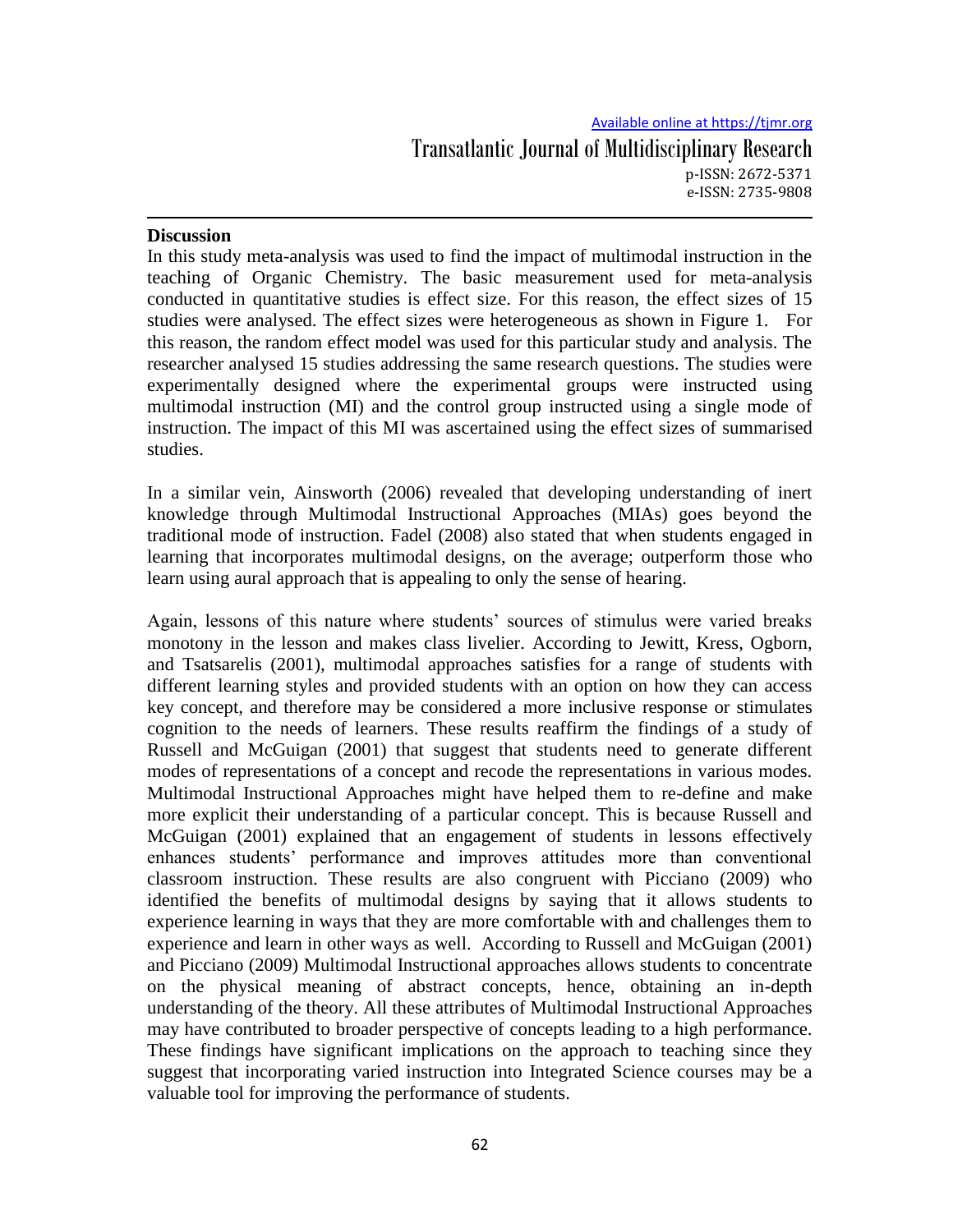## Discussion

In this study meta-analysis was used to find the impact of multimodal instruction in the teaching of Organic Chemistry. The basic measurement used for meta-analysis conducted in quantitative studies is effect size. For this reason, the effect sizes of 15 studies were analysed. The effect sizes were heterogeneous as shown in Figure 1. For this reason, the random effect model was used for this particular study and analysis. The researcher analysed 15 studies addressing the same research questions. The studies were experimentally designed where the experimental groups were instructed using multimodal instruction (MI) and the control group instructed using a single mode of instruction. The impact of this MI was ascertained using the effect sizes of summarised studies.

In a similar vein, Ainsworth (2006) revealed that developing understanding of inert knowledge through Multimodal Instructional Approaches (MIAs) goes beyond the traditional mode of instruction. Fadel (2008) also stated that when students engaged in learning that incorporates multimodal designs, on the average; outperform those who learn using aural approach that is appealing to only the sense of hearing.

Again, lessons of this nature where students' sources of stimulus were varied breaks monotony in the lesson and makes class livelier. According to Jewitt, Kress, Ogborn, and Tsatsarelis (2001), multimodal approaches satisfies for a range of students with different learning styles and provided students with an option on how they can access key concept, and therefore may be considered a more inclusive response or stimulates cognition to the needs of learners. These results reaffirm the findings of a study of Russell and McGuigan (2001) that suggest that students need to generate different modes of representations of a concept and recode the representations in various modes. Multimodal Instructional Approaches might have helped them to re-define and make more explicit their understanding of a particular concept. This is because Russell and McGuigan (2001) explained that an engagement of students in lessons effectively enhances students' performance and improves attitudes more than conventional classroom instruction. These results are also congruent with Picciano (2009) who identified the benefits of multimodal designs by saying that it allows students to experience learning in ways that they are more comfortable with and challenges them to experience and learn in other ways as well. According to Russell and McGuigan (2001) and Picciano (2009) Multimodal Instructional approaches allows students to concentrate on the physical meaning of abstract concepts, hence, obtaining an in-depth understanding of the theory. All these attributes of Multimodal Instructional Approaches may have contributed to broader perspective of concepts leading to a high performance. These findings have significant implications on the approach to teaching since they suggest that incorporating varied instruction into Integrated Science courses may be a valuable tool for improving the performance of students.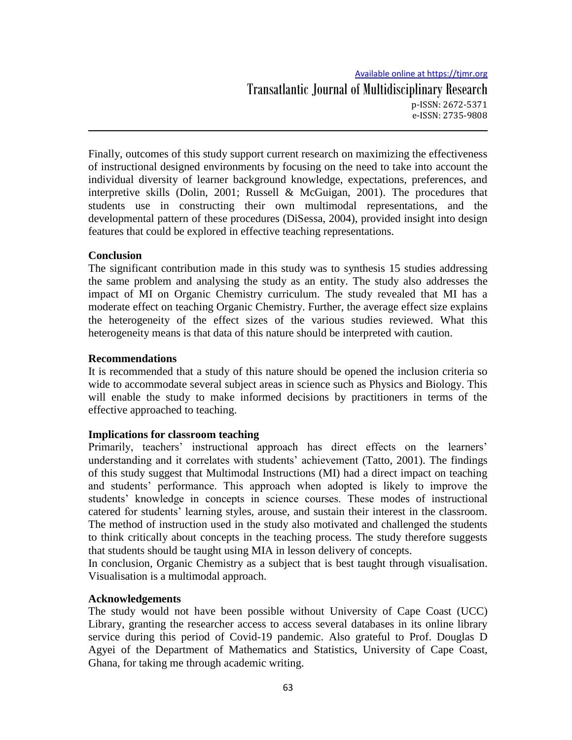Finally, outcomes of this study support current research on maximizing the effectiveness of instructional designed environments by focusing on the need to take into account the individual diversity of learner background knowledge, expectations, preferences, and interpretive skills (Dolin, 2001; Russell & McGuigan, 2001). The procedures that students use in constructing their own multimodal representations, and the developmental pattern of these procedures (DiSessa, 2004), provided insight into design features that could be explored in effective teaching representations.

**Conclusion**

The significant contribution made in this study was to synthesis 15 studies addressing the same problem and analysing the study as an entity. The study also addresses the impact of MI on Organic Chemistry curriculum. The study revealed that MI has a moderate effect on teaching Organic Chemistry. Further, the average effect size explains the heterogeneity of the effect sizes of the various studies reviewed. What this heterogeneity means is that data of this nature should be interpreted with caution.

**Recommendations**

It is recommended that a study of this nature should be opened the inclusion criteria so wide to accommodate several subject areas in science such as Physics and Biology. This will enable the study to make informed decisions by practitioners in terms of the effective approached to teaching.

**Implications for classroom teaching**

Primarily, teachers' instructional approach has direct effects on the learners' understanding and it correlates with students' achievement (Tatto, 2001). The findings of this study suggest that Multimodal Instructions (MI) had a direct impact on teaching and students' performance. This approach when adopted is likely to improve the students' knowledge in concepts in science courses. These modes of instructional catered for students' learning styles, arouse, and sustain their interest in the classroom. The method of instruction used in the study also motivated and challenged the students to think critically about concepts in the teaching process. The study therefore suggests that students should be taught using MIA in lesson delivery of concepts.

In conclusion, Organic Chemistry as a subject that is best taught through visualisation. Visualisation is a multimodal approach.

**Acknowledgements**

The study would not have been possible without University of Cape Coast (UCC) Library, granting the researcher access to several databases in its online library service during this period of Covid-19 pandemic. Also grateful to Prof. Douglas D Agyei of the Department of Mathematics and Statistics, University of Cape Coast, Ghana, for taking me through academic writing.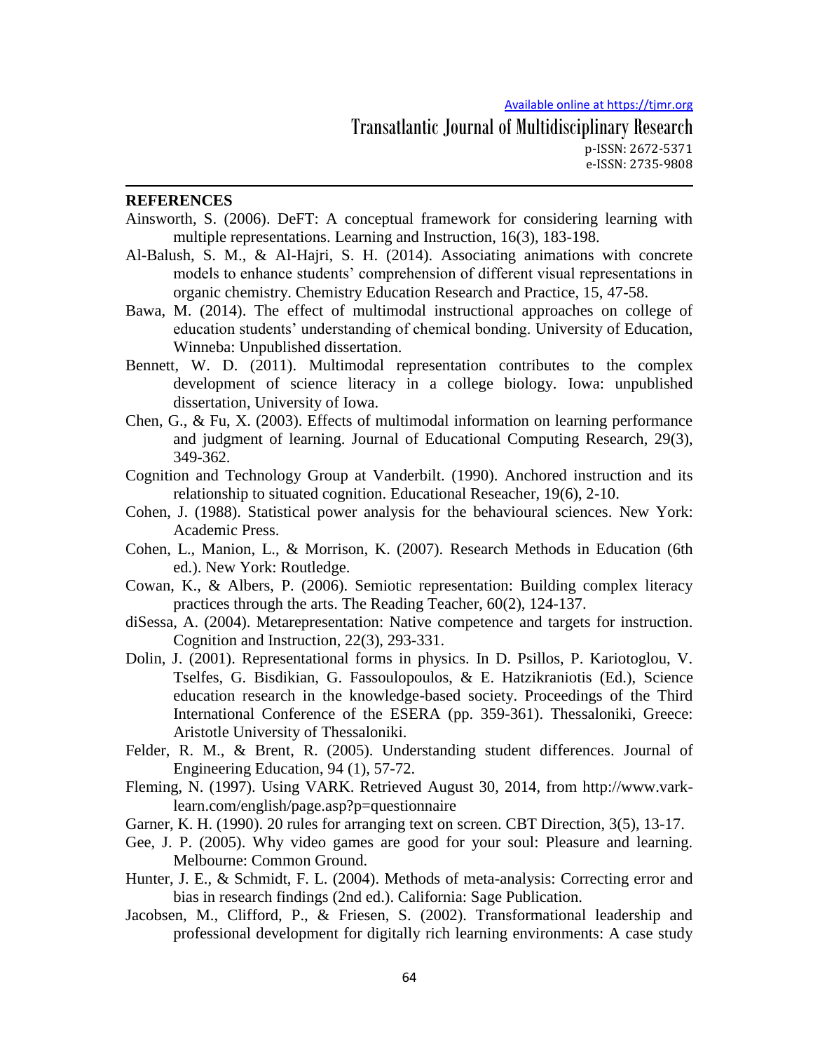## REFERENCES

Ainsworth, S. (2006). DeFT: A conceptual framework for considering learning with multiple representations. Learning and Instruction, 16(3), 183-198.

Al-Balush, S. M., & Al-Hajri, S. H. (2014). Associating animations with concrete models to enhance students' comprehension of different visual representations in organic chemistry. Chemistry Education Research and Practice, 15, 47-58.

Bawa, M. (2014). The effect of multimodal instructional approaches on college of education students' understanding of chemical bonding. University of Education, Winneba: Unpublished dissertation.

Bennett, W. D. (2011). Multimodal representation contributes to the complex development of science literacy in a college biology. Iowa: unpublished dissertation, University of Iowa.

Chen, G., & Fu, X. (2003). Effects of multimodal information on learning performance and judgment of learning. Journal of Educational Computing Research, 29(3), 349-362.

Cognition and Technology Group at Vanderbilt. (1990). Anchored instruction and its relationship to situated cognition. Educational Reseacher, 19(6), 2-10.

Cohen, J. (1988). Statistical power analysis for the behavioural sciences. New York: Academic Press.

Cohen, L., Manion, L., & Morrison, K. (2007). Research Methods in Education (6th ed.). New York: Routledge.

Cowan, K., & Albers, P. (2006). Semiotic representation: Building complex literacy practices through the arts. The Reading Teacher, 60(2), 124-137.

diSessa, A. (2004). Metarepresentation: Native competence and targets for instruction. Cognition and Instruction, 22(3), 293-331.

Dolin, J. (2001). Representational forms in physics. In D. Psillos, P. Kariotoglou, V. Tselfes, G. Bisdikian, G. Fassoulopoulos, & E. Hatzikraniotis (Ed.), Science education research in the knowledge-based society. Proceedings of the Third International Conference of the ESERA (pp. 359-361). Thessaloniki, Greece: Aristotle University of Thessaloniki.

Felder, R. M., & Brent, R. (2005). Understanding student differences. Journal of Engineering Education, 94 (1), 57-72.

Fleming, N. (1997). Using VARK. Retrieved August 30, 2014, from http://www.vark-learn.com/english/page.asp?p=questionnaire

Garner, K. H. (1990). 20 rules for arranging text on screen. CBT Direction, 3(5), 13-17.

Gee, J. P. (2005). Why video games are good for your soul: Pleasure and learning. Melbourne: Common Ground.

Hunter, J. E., & Schmidt, F. L. (2004). Methods of meta-analysis: Correcting error and bias in research findings (2nd ed.). California: Sage Publication.

Jacobsen, M., Clifford, P., & Friesen, S. (2002). Transformational leadership and professional development for digitally rich learning environments: A case study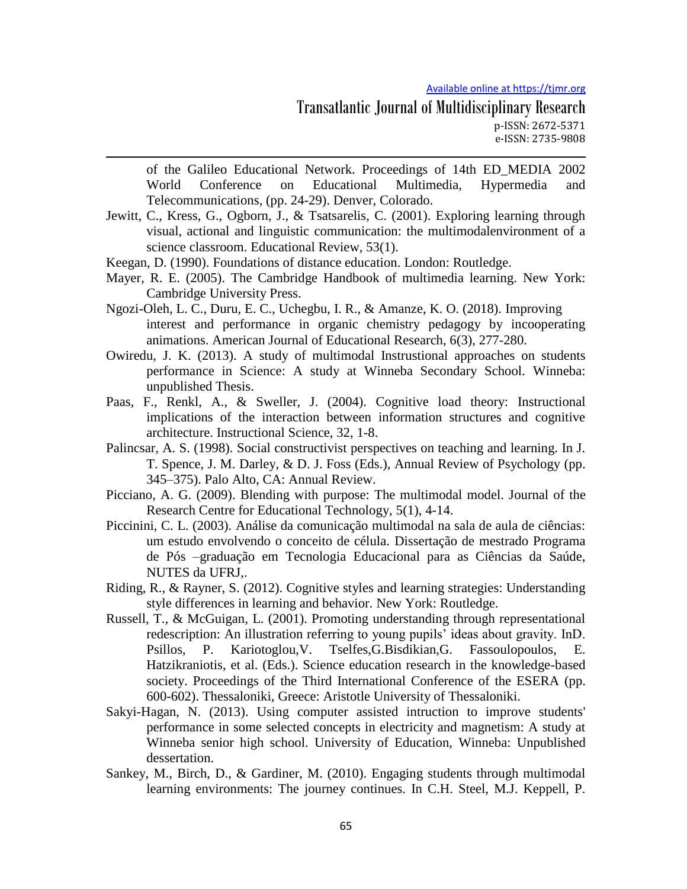of the Galileo Educational Network. Proceedings of 14th ED_MEDIA 2002 World Conference on Educational Multimedia, Hypermedia and Telecommunications, (pp. 24-29). Denver, Colorado.

Jewitt, C., Kress, G., Ogborn, J., & Tsatsarelis, C. (2001). Exploring learning through visual, actional and linguistic communication: the multimodalenvironment of a science classroom. Educational Review, 53(1).

Keegan, D. (1990). Foundations of distance education. London: Routledge.

Mayer, R. E. (2005). The Cambridge Handbook of multimedia learning. New York: Cambridge University Press.

Ngozi-Oleh, L. C., Duru, E. C., Uchegbu, I. R., & Amanze, K. O. (2018). Improving interest and performance in organic chemistry pedagogy by incooperating animations. American Journal of Educational Research, 6(3), 277-280.

Owiredu, J. K. (2013). A study of multimodal Instrustional approaches on students performance in Science: A study at Winneba Secondary School. Winneba: unpublished Thesis.

Paas, F., Renkl, A., & Sweller, J. (2004). Cognitive load theory: Instructional implications of the interaction between information structures and cognitive architecture. Instructional Science, 32, 1-8.

Palincsar, A. S. (1998). Social constructivist perspectives on teaching and learning. In J. T. Spence, J. M. Darley, & D. J. Foss (Eds.), Annual Review of Psychology (pp. 345–375). Palo Alto, CA: Annual Review.

Picciano, A. G. (2009). Blending with purpose: The multimodal model. Journal of the Research Centre for Educational Technology, 5(1), 4-14.

Piccinini, C. L. (2003). Análise da comunicação multimodal na sala de aula de ciências: um estudo envolvendo o conceito de célula. Dissertação de mestrado Programa de Pós –graduação em Tecnologia Educacional para as Ciências da Saúde, NUTES da UFRJ,.

Riding, R., & Rayner, S. (2012). Cognitive styles and learning strategies: Understanding style differences in learning and behavior. New York: Routledge.

Russell, T., & McGuigan, L. (2001). Promoting understanding through representational redescription: An illustration referring to young pupils' ideas about gravity. InD. Psillos, P. Kariotoglou,V. Tselfes,G.Bisdikian,G. Fassoulopoulos, E. Hatzikraniotis, et al. (Eds.). Science education research in the knowledge-based society. Proceedings of the Third International Conference of the ESERA (pp. 600-602). Thessaloniki, Greece: Aristotle University of Thessaloniki.

Sakyi-Hagan, N. (2013). Using computer assisted intruction to improve students' performance in some selected concepts in electricity and magnetism: A study at Winneba senior high school. University of Education, Winneba: Unpublished dessertation.

Sankey, M., Birch, D., & Gardiner, M. (2010). Engaging students through multimodal learning environments: The journey continues. In C.H. Steel, M.J. Keppell, P.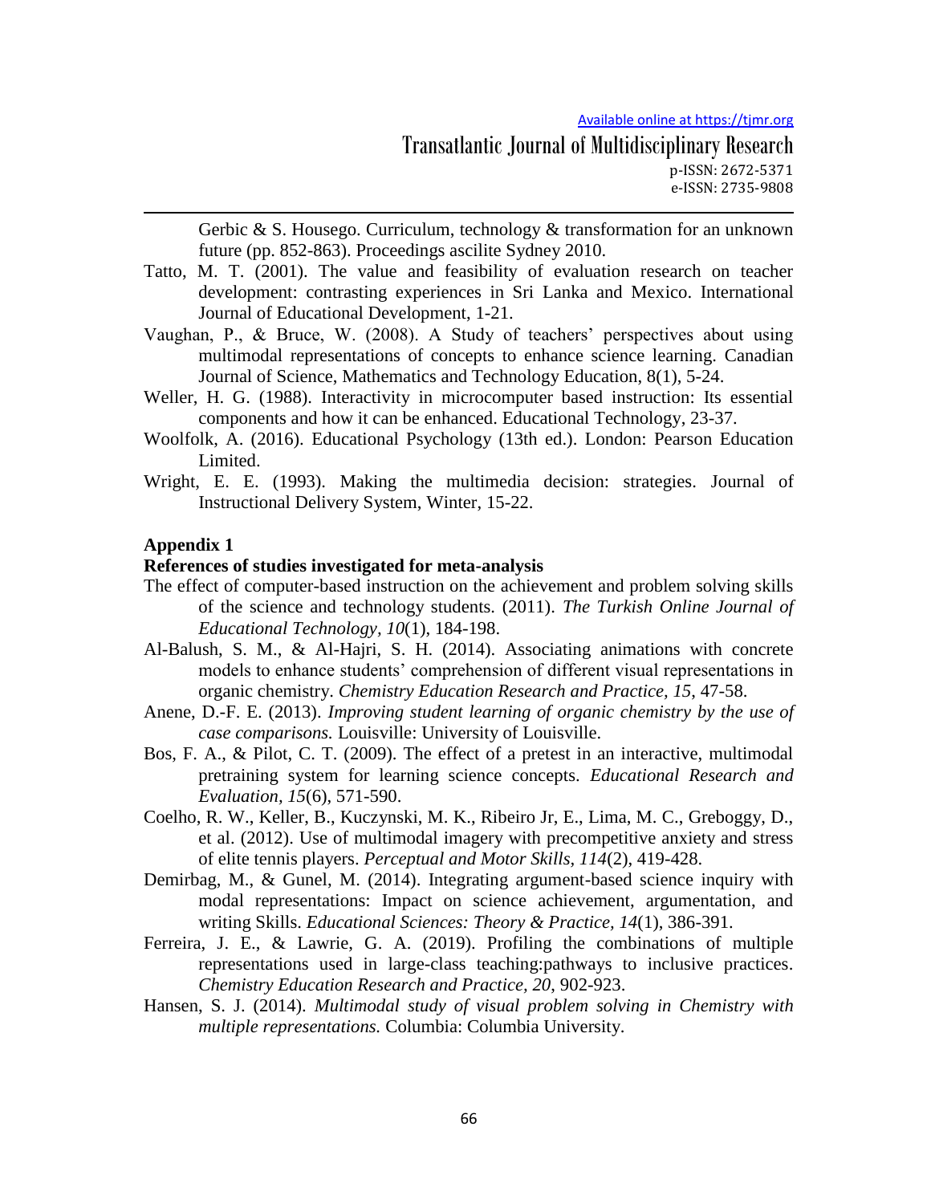Gerbic & S. Housego. Curriculum, technology & transformation for an unknown future (pp. 852-863). Proceedings ascilite Sydney 2010.

Tatto, M. T. (2001). The value and feasibility of evaluation research on teacher development: contrasting experiences in Sri Lanka and Mexico. International Journal of Educational Development, 1-21.

Vaughan, P., & Bruce, W. (2008). A Study of teachers' perspectives about using multimodal representations of concepts to enhance science learning. Canadian Journal of Science, Mathematics and Technology Education, 8(1), 5-24.

Weller, H. G. (1988). Interactivity in microcomputer based instruction: Its essential components and how it can be enhanced. Educational Technology, 23-37.

Woolfolk, A. (2016). Educational Psychology (13th ed.). London: Pearson Education Limited.

Wright, E. E. (1993). Making the multimedia decision: strategies. Journal of Instructional Delivery System, Winter, 15-22.

## Appendix 1

### References of studies investigated for meta-analysis

The effect of computer-based instruction on the achievement and problem solving skills of the science and technology students. (2011). *The Turkish Online Journal of Educational Technology, 10*(1), 184-198.

Al-Balush, S. M., & Al-Hajri, S. H. (2014). Associating animations with concrete models to enhance students' comprehension of different visual representations in organic chemistry. *Chemistry Education Research and Practice, 15*, 47-58.

Anene, D.-F. E. (2013). *Improving student learning of organic chemistry by the use of case comparisons.* Louisville: University of Louisville.

Bos, F. A., & Pilot, C. T. (2009). The effect of a pretest in an interactive, multimodal pretraining system for learning science concepts. *Educational Research and Evaluation, 15*(6), 571-590.

Coelho, R. W., Keller, B., Kuczynski, M. K., Ribeiro Jr, E., Lima, M. C., Greboggy, D., et al. (2012). Use of multimodal imagery with precompetitive anxiety and stress of elite tennis players. *Perceptual and Motor Skills, 114*(2), 419-428.

Demirbag, M., & Gunel, M. (2014). Integrating argument-based science inquiry with modal representations: Impact on science achievement, argumentation, and writing Skills. *Educational Sciences: Theory & Practice, 14*(1), 386-391.

Ferreira, J. E., & Lawrie, G. A. (2019). Profiling the combinations of multiple representations used in large-class teaching:pathways to inclusive practices. *Chemistry Education Research and Practice, 20*, 902-923.

Hansen, S. J. (2014). *Multimodal study of visual problem solving in Chemistry with multiple representations.* Columbia: Columbia University.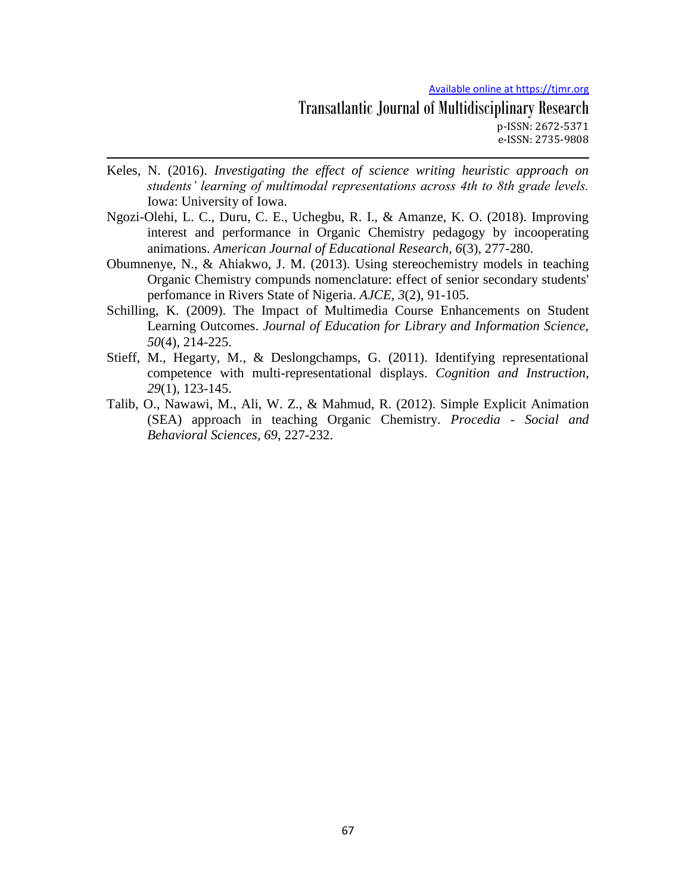Keles, N. (2016). *Investigating the effect of science writing heuristic approach on students' learning of multimodal representations across 4th to 8th grade levels.* Iowa: University of Iowa.

Ngozi-Olehi, L. C., Duru, C. E., Uchegbu, R. I., & Amanze, K. O. (2018). Improving interest and performance in Organic Chemistry pedagogy by incooperating animations. *American Journal of Educational Research, 6*(3), 277-280.

Obumnenye, N., & Ahiakwo, J. M. (2013). Using stereochemistry models in teaching Organic Chemistry compunds nomenclature: effect of senior secondary students' perfomance in Rivers State of Nigeria. *AJCE, 3*(2), 91-105.

Schilling, K. (2009). The Impact of Multimedia Course Enhancements on Student Learning Outcomes. *Journal of Education for Library and Information Science, 50*(4), 214-225.

Stieff, M., Hegarty, M., & Deslongchamps, G. (2011). Identifying representational competence with multi-representational displays. *Cognition and Instruction, 29*(1), 123-145.

Talib, O., Nawawi, M., Ali, W. Z., & Mahmud, R. (2012). Simple Explicit Animation (SEA) approach in teaching Organic Chemistry. *Procedia - Social and Behavioral Sciences, 69*, 227-232.